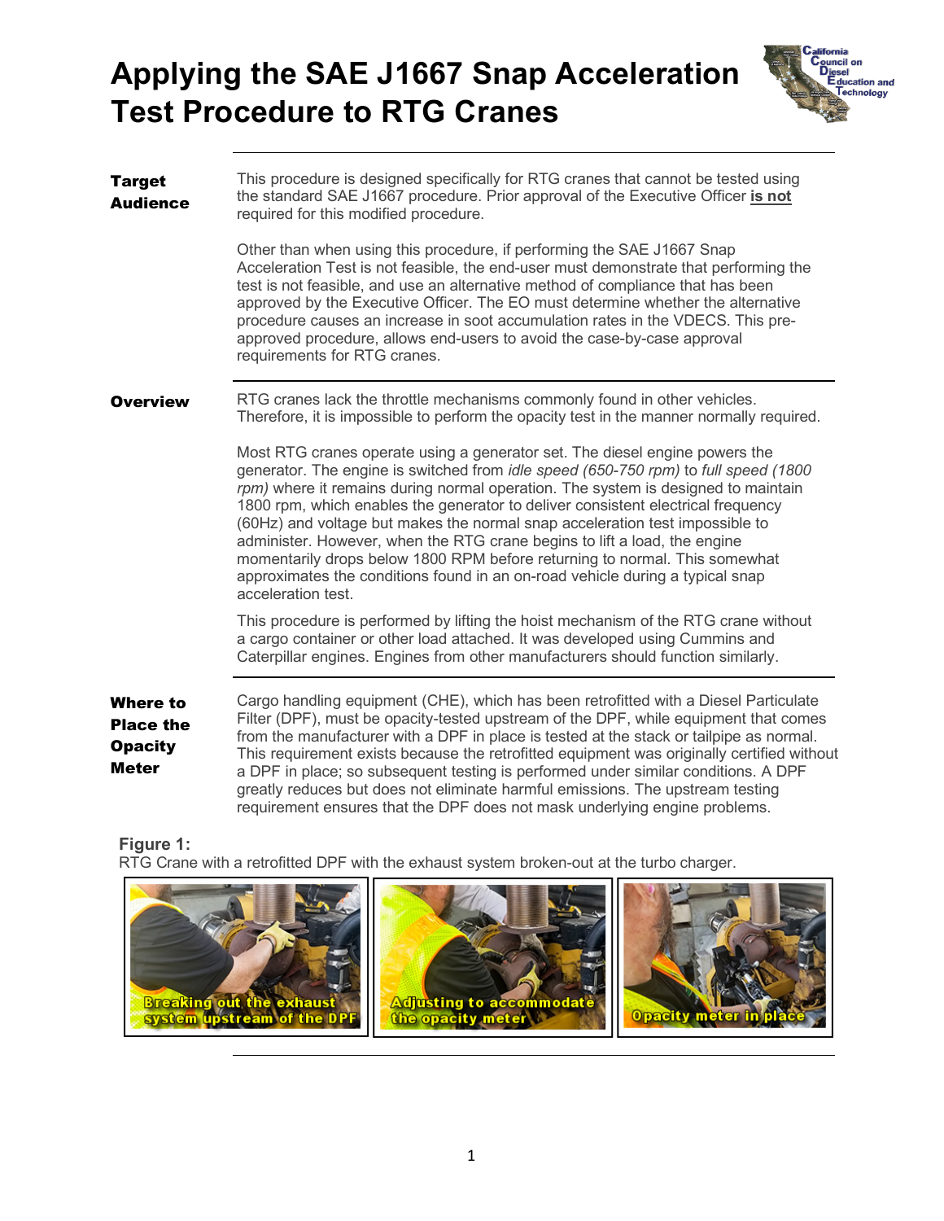# Applying the SAE J1667 Snap Acceleration Test Procedure to RTG Cranes

California Council on Diesel Education and Technology

## Target Audience

This procedure is designed specifically for RTG cranes that cannot be tested using the standard SAE J1667 procedure. Prior approval of the Executive Officer **is not** required for this modified procedure.

Other than when using this procedure, if performing the SAE J1667 Snap Acceleration Test is not feasible, the end-user must demonstrate that performing the test is not feasible, and use an alternative method of compliance that has been approved by the Executive Officer. The EO must determine whether the alternative procedure causes an increase in soot accumulation rates in the VDECS. This pre-approved procedure, allows end-users to avoid the case-by-case approval requirements for RTG cranes.

## Overview

RTG cranes lack the throttle mechanisms commonly found in other vehicles. Therefore, it is impossible to perform the opacity test in the manner normally required.

Most RTG cranes operate using a generator set. The diesel engine powers the generator. The engine is switched from *idle speed (650-750 rpm)* to *full speed (1800 rpm)* where it remains during normal operation. The system is designed to maintain 1800 rpm, which enables the generator to deliver consistent electrical frequency (60Hz) and voltage but makes the normal snap acceleration test impossible to administer. However, when the RTG crane begins to lift a load, the engine momentarily drops below 1800 RPM before returning to normal. This somewhat approximates the conditions found in an on-road vehicle during a typical snap acceleration test.

This procedure is performed by lifting the hoist mechanism of the RTG crane without a cargo container or other load attached. It was developed using Cummins and Caterpillar engines. Engines from other manufacturers should function similarly.

## Where to Place the Opacity Meter

Cargo handling equipment (CHE), which has been retrofitted with a Diesel Particulate Filter (DPF), must be opacity-tested upstream of the DPF, while equipment that comes from the manufacturer with a DPF in place is tested at the stack or tailpipe as normal. This requirement exists because the retrofitted equipment was originally certified without a DPF in place; so subsequent testing is performed under similar conditions. A DPF greatly reduces but does not eliminate harmful emissions. The upstream testing requirement ensures that the DPF does not mask underlying engine problems.

**Figure 1:**
RTG Crane with a retrofitted DPF with the exhaust system broken-out at the turbo charger.

Breaking out the exhaust system upstream of the DPF | Adjusting to accommodate the opacity meter | Opacity meter in place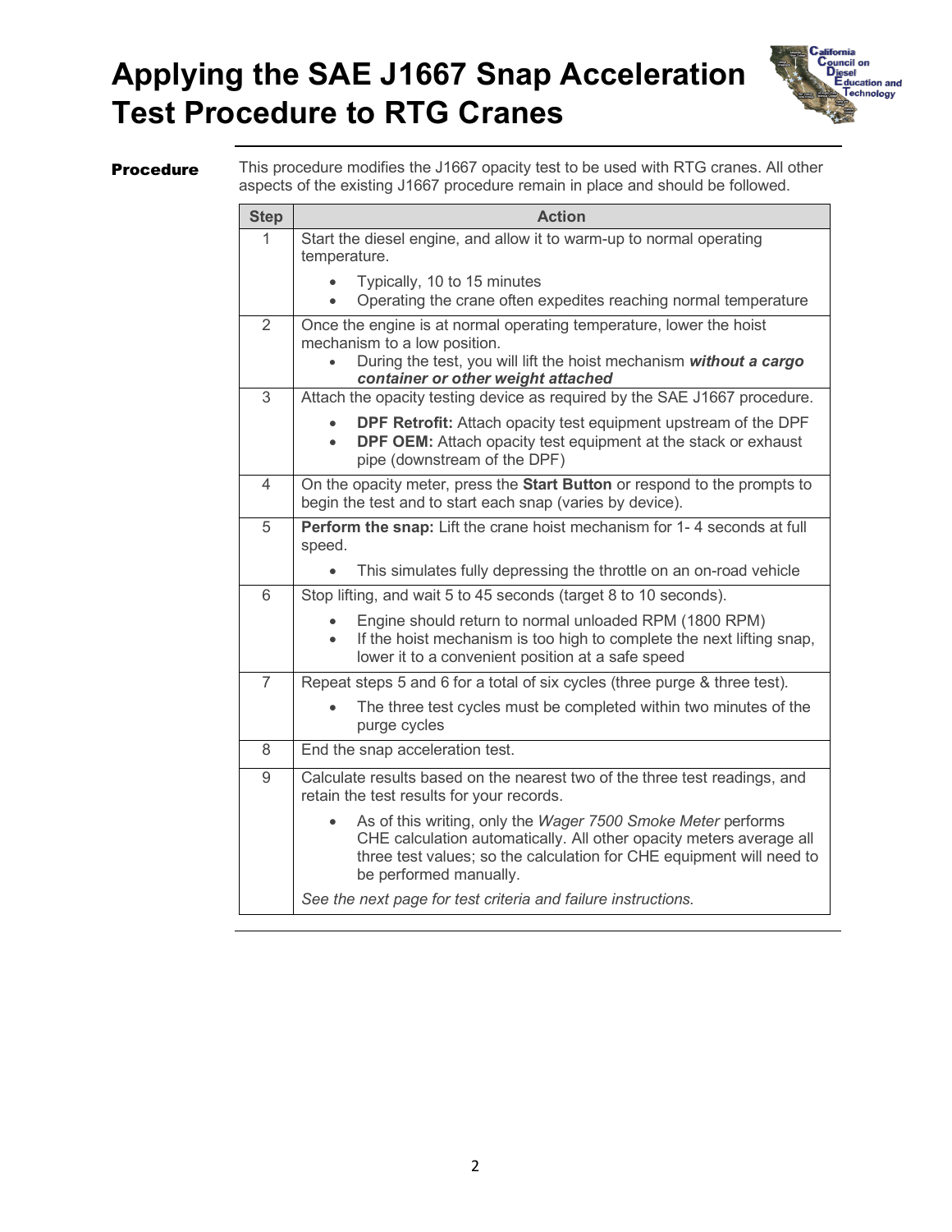# Applying the SAE J1667 Snap Acceleration Test Procedure to RTG Cranes

**Procedure**

This procedure modifies the J1667 opacity test to be used with RTG cranes. All other aspects of the existing J1667 procedure remain in place and should be followed.

| Step | Action |
|---|---|
| 1 | Start the diesel engine, and allow it to warm-up to normal operating temperature.<br>• Typically, 10 to 15 minutes<br>• Operating the crane often expedites reaching normal temperature |
| 2 | Once the engine is at normal operating temperature, lower the hoist mechanism to a low position.<br>• During the test, you will lift the hoist mechanism ***without a cargo container or other weight attached*** |
| 3 | Attach the opacity testing device as required by the SAE J1667 procedure.<br>• **DPF Retrofit:** Attach opacity test equipment upstream of the DPF<br>• **DPF OEM:** Attach opacity test equipment at the stack or exhaust pipe (downstream of the DPF) |
| 4 | On the opacity meter, press the **Start Button** or respond to the prompts to begin the test and to start each snap (varies by device). |
| 5 | **Perform the snap:** Lift the crane hoist mechanism for 1- 4 seconds at full speed.<br>• This simulates fully depressing the throttle on an on-road vehicle |
| 6 | Stop lifting, and wait 5 to 45 seconds (target 8 to 10 seconds).<br>• Engine should return to normal unloaded RPM (1800 RPM)<br>• If the hoist mechanism is too high to complete the next lifting snap, lower it to a convenient position at a safe speed |
| 7 | Repeat steps 5 and 6 for a total of six cycles (three purge & three test).<br>• The three test cycles must be completed within two minutes of the purge cycles |
| 8 | End the snap acceleration test. |
| 9 | Calculate results based on the nearest two of the three test readings, and retain the test results for your records.<br>• As of this writing, only the *Wager 7500 Smoke Meter* performs CHE calculation automatically. All other opacity meters average all three test values; so the calculation for CHE equipment will need to be performed manually.<br>*See the next page for test criteria and failure instructions.* |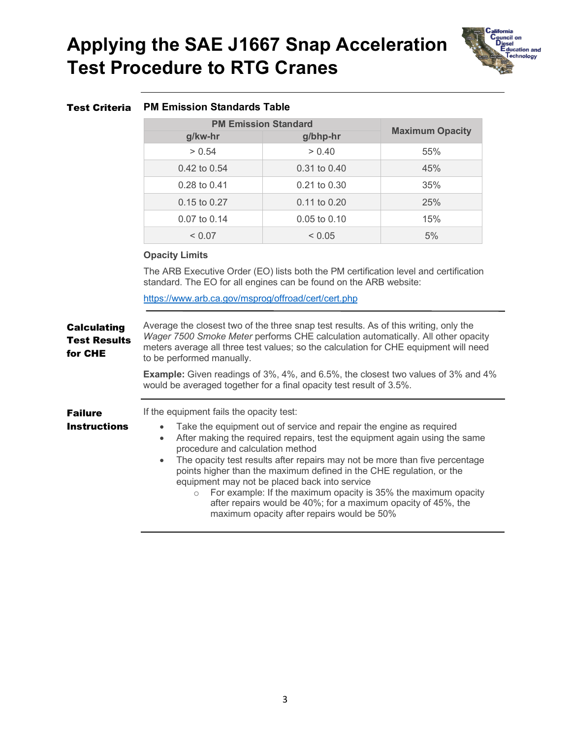# Applying the SAE J1667 Snap Acceleration Test Procedure to RTG Cranes

## Test Criteria

### PM Emission Standards Table

| PM Emission Standard | | Maximum Opacity |
|---|---|---|
| g/kw-hr | g/bhp-hr | |
| > 0.54 | > 0.40 | 55% |
| 0.42 to 0.54 | 0.31 to 0.40 | 45% |
| 0.28 to 0.41 | 0.21 to 0.30 | 35% |
| 0.15 to 0.27 | 0.11 to 0.20 | 25% |
| 0.07 to 0.14 | 0.05 to 0.10 | 15% |
| < 0.07 | < 0.05 | 5% |

**Opacity Limits**

The ARB Executive Order (EO) lists both the PM certification level and certification standard. The EO for all engines can be found on the ARB website:

https://www.arb.ca.gov/msprog/offroad/cert/cert.php

## Calculating Test Results for CHE

Average the closest two of the three snap test results. As of this writing, only the *Wager 7500 Smoke Meter* performs CHE calculation automatically. All other opacity meters average all three test values; so the calculation for CHE equipment will need to be performed manually.

**Example:** Given readings of 3%, 4%, and 6.5%, the closest two values of 3% and 4% would be averaged together for a final opacity test result of 3.5%.

## Failure Instructions

If the equipment fails the opacity test:

- Take the equipment out of service and repair the engine as required
- After making the required repairs, test the equipment again using the same procedure and calculation method
- The opacity test results after repairs may not be more than five percentage points higher than the maximum defined in the CHE regulation, or the equipment may not be placed back into service
  - For example: If the maximum opacity is 35% the maximum opacity after repairs would be 40%; for a maximum opacity of 45%, the maximum opacity after repairs would be 50%